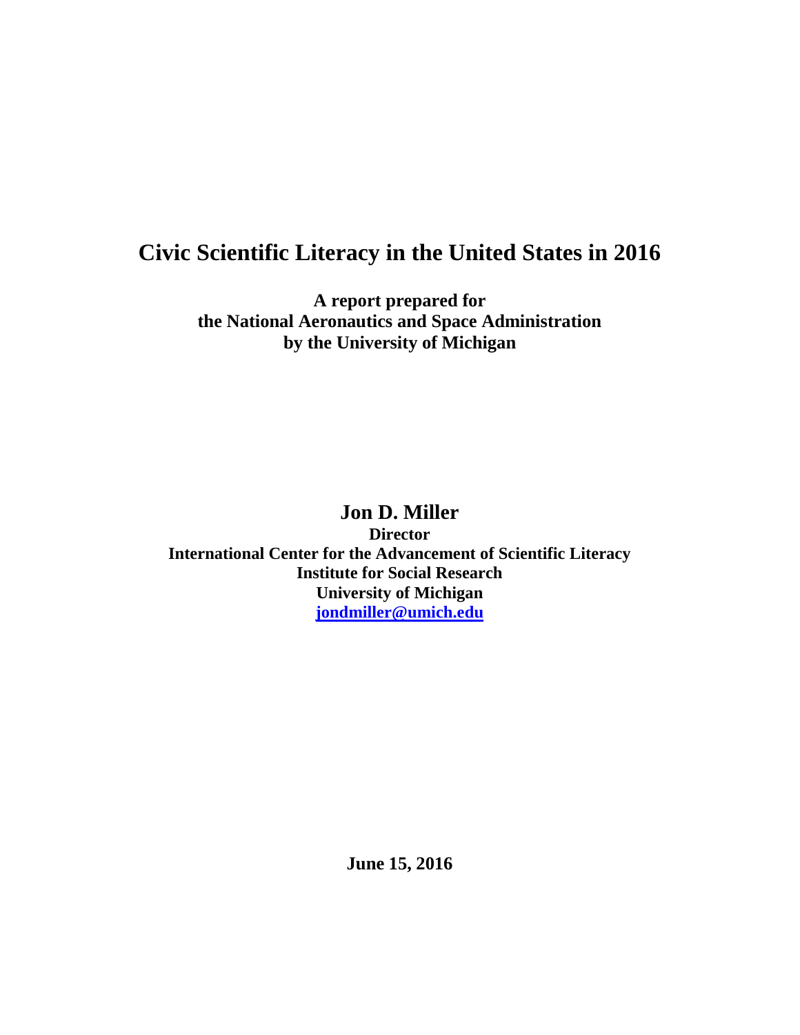# Civic Scientific Literacy in the United States in 2016

**A report prepared for**
**the National Aeronautics and Space Administration**
**by the University of Michigan**

**Jon D. Miller**

**Director**
**International Center for the Advancement of Scientific Literacy**
**Institute for Social Research**
**University of Michigan**
**jondmiller@umich.edu**

**June 15, 2016**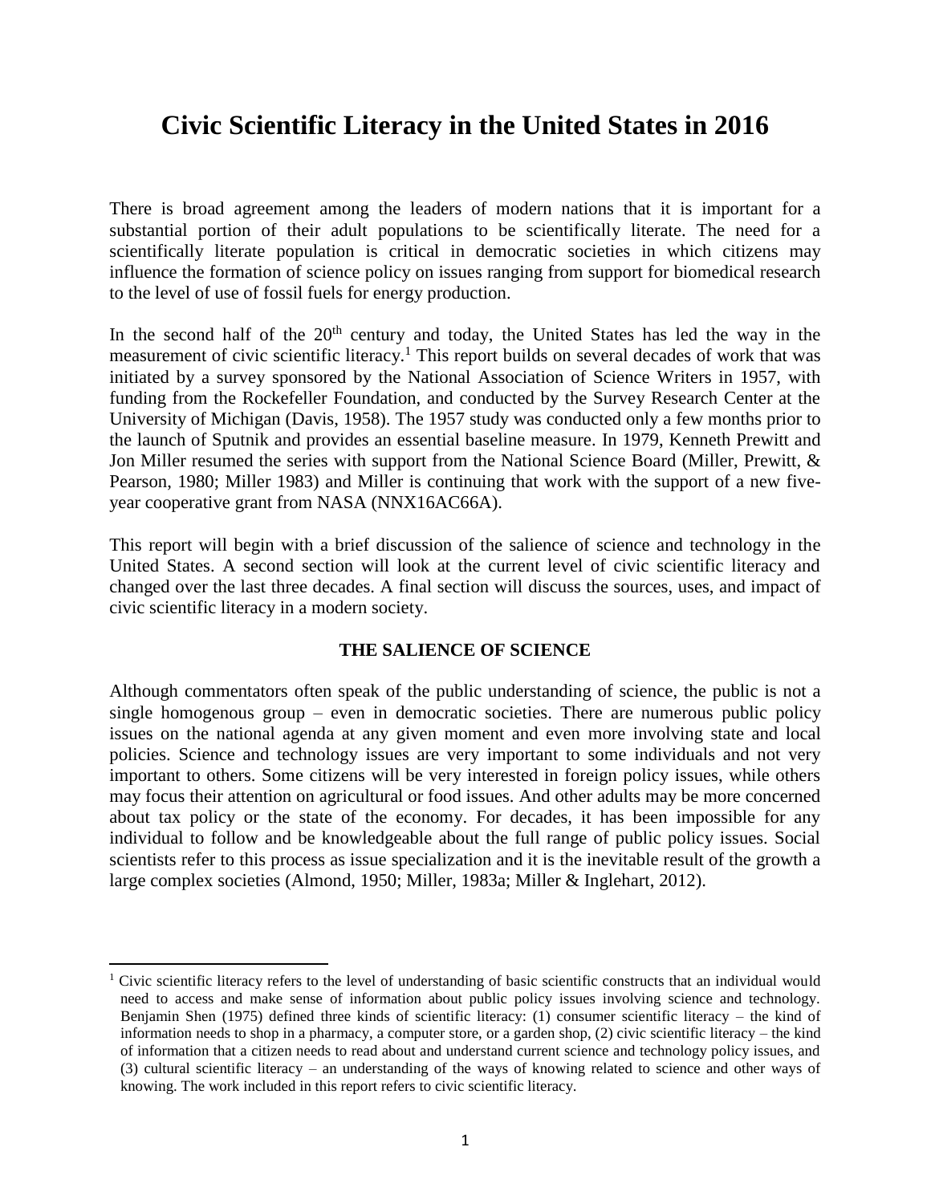# Civic Scientific Literacy in the United States in 2016

There is broad agreement among the leaders of modern nations that it is important for a substantial portion of their adult populations to be scientifically literate. The need for a scientifically literate population is critical in democratic societies in which citizens may influence the formation of science policy on issues ranging from support for biomedical research to the level of use of fossil fuels for energy production.

In the second half of the 20th century and today, the United States has led the way in the measurement of civic scientific literacy.[1] This report builds on several decades of work that was initiated by a survey sponsored by the National Association of Science Writers in 1957, with funding from the Rockefeller Foundation, and conducted by the Survey Research Center at the University of Michigan (Davis, 1958). The 1957 study was conducted only a few months prior to the launch of Sputnik and provides an essential baseline measure. In 1979, Kenneth Prewitt and Jon Miller resumed the series with support from the National Science Board (Miller, Prewitt, & Pearson, 1980; Miller 1983) and Miller is continuing that work with the support of a new five-year cooperative grant from NASA (NNX16AC66A).

This report will begin with a brief discussion of the salience of science and technology in the United States. A second section will look at the current level of civic scientific literacy and changed over the last three decades. A final section will discuss the sources, uses, and impact of civic scientific literacy in a modern society.

## THE SALIENCE OF SCIENCE

Although commentators often speak of the public understanding of science, the public is not a single homogenous group – even in democratic societies. There are numerous public policy issues on the national agenda at any given moment and even more involving state and local policies. Science and technology issues are very important to some individuals and not very important to others. Some citizens will be very interested in foreign policy issues, while others may focus their attention on agricultural or food issues. And other adults may be more concerned about tax policy or the state of the economy. For decades, it has been impossible for any individual to follow and be knowledgeable about the full range of public policy issues. Social scientists refer to this process as issue specialization and it is the inevitable result of the growth a large complex societies (Almond, 1950; Miller, 1983a; Miller & Inglehart, 2012).

---

[1] Civic scientific literacy refers to the level of understanding of basic scientific constructs that an individual would need to access and make sense of information about public policy issues involving science and technology. Benjamin Shen (1975) defined three kinds of scientific literacy: (1) consumer scientific literacy – the kind of information needs to shop in a pharmacy, a computer store, or a garden shop, (2) civic scientific literacy – the kind of information that a citizen needs to read about and understand current science and technology policy issues, and (3) cultural scientific literacy – an understanding of the ways of knowing related to science and other ways of knowing. The work included in this report refers to civic scientific literacy.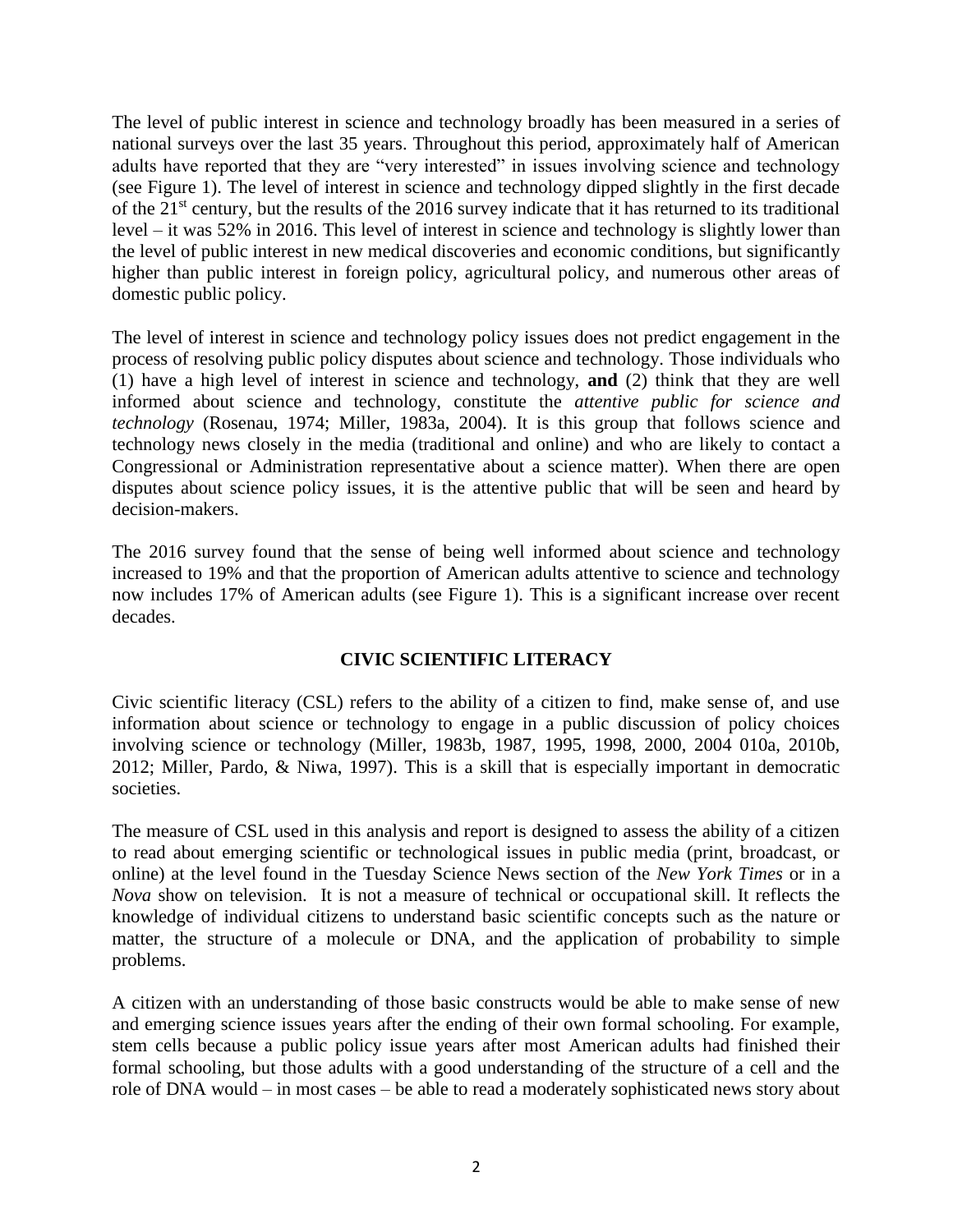The level of public interest in science and technology broadly has been measured in a series of national surveys over the last 35 years. Throughout this period, approximately half of American adults have reported that they are "very interested" in issues involving science and technology (see Figure 1). The level of interest in science and technology dipped slightly in the first decade of the 21st century, but the results of the 2016 survey indicate that it has returned to its traditional level – it was 52% in 2016. This level of interest in science and technology is slightly lower than the level of public interest in new medical discoveries and economic conditions, but significantly higher than public interest in foreign policy, agricultural policy, and numerous other areas of domestic public policy.

The level of interest in science and technology policy issues does not predict engagement in the process of resolving public policy disputes about science and technology. Those individuals who (1) have a high level of interest in science and technology, **and** (2) think that they are well informed about science and technology, constitute the *attentive public for science and technology* (Rosenau, 1974; Miller, 1983a, 2004). It is this group that follows science and technology news closely in the media (traditional and online) and who are likely to contact a Congressional or Administration representative about a science matter). When there are open disputes about science policy issues, it is the attentive public that will be seen and heard by decision-makers.

The 2016 survey found that the sense of being well informed about science and technology increased to 19% and that the proportion of American adults attentive to science and technology now includes 17% of American adults (see Figure 1). This is a significant increase over recent decades.

## CIVIC SCIENTIFIC LITERACY

Civic scientific literacy (CSL) refers to the ability of a citizen to find, make sense of, and use information about science or technology to engage in a public discussion of policy choices involving science or technology (Miller, 1983b, 1987, 1995, 1998, 2000, 2004 010a, 2010b, 2012; Miller, Pardo, & Niwa, 1997). This is a skill that is especially important in democratic societies.

The measure of CSL used in this analysis and report is designed to assess the ability of a citizen to read about emerging scientific or technological issues in public media (print, broadcast, or online) at the level found in the Tuesday Science News section of the *New York Times* or in a *Nova* show on television. It is not a measure of technical or occupational skill. It reflects the knowledge of individual citizens to understand basic scientific concepts such as the nature or matter, the structure of a molecule or DNA, and the application of probability to simple problems.

A citizen with an understanding of those basic constructs would be able to make sense of new and emerging science issues years after the ending of their own formal schooling. For example, stem cells because a public policy issue years after most American adults had finished their formal schooling, but those adults with a good understanding of the structure of a cell and the role of DNA would – in most cases – be able to read a moderately sophisticated news story about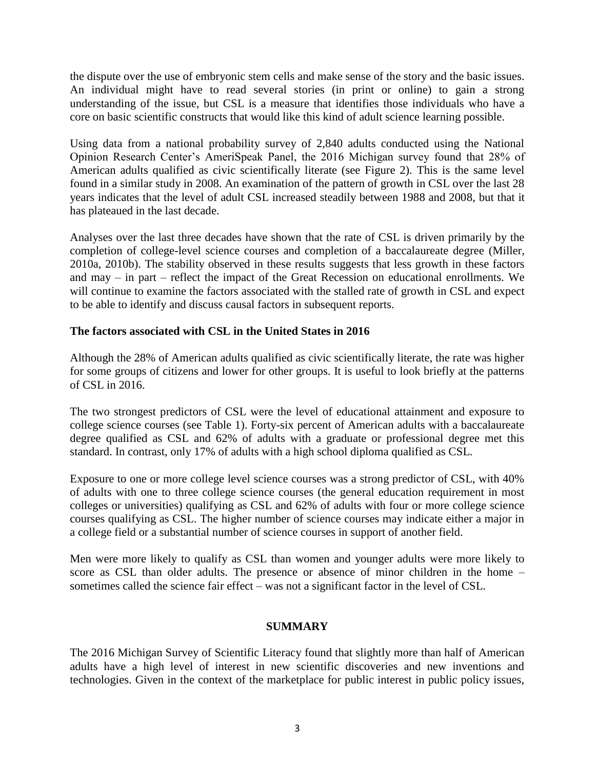the dispute over the use of embryonic stem cells and make sense of the story and the basic issues. An individual might have to read several stories (in print or online) to gain a strong understanding of the issue, but CSL is a measure that identifies those individuals who have a core on basic scientific constructs that would like this kind of adult science learning possible.

Using data from a national probability survey of 2,840 adults conducted using the National Opinion Research Center's AmeriSpeak Panel, the 2016 Michigan survey found that 28% of American adults qualified as civic scientifically literate (see Figure 2). This is the same level found in a similar study in 2008. An examination of the pattern of growth in CSL over the last 28 years indicates that the level of adult CSL increased steadily between 1988 and 2008, but that it has plateaued in the last decade.

Analyses over the last three decades have shown that the rate of CSL is driven primarily by the completion of college-level science courses and completion of a baccalaureate degree (Miller, 2010a, 2010b). The stability observed in these results suggests that less growth in these factors and may – in part – reflect the impact of the Great Recession on educational enrollments. We will continue to examine the factors associated with the stalled rate of growth in CSL and expect to be able to identify and discuss causal factors in subsequent reports.

**The factors associated with CSL in the United States in 2016**

Although the 28% of American adults qualified as civic scientifically literate, the rate was higher for some groups of citizens and lower for other groups. It is useful to look briefly at the patterns of CSL in 2016.

The two strongest predictors of CSL were the level of educational attainment and exposure to college science courses (see Table 1). Forty-six percent of American adults with a baccalaureate degree qualified as CSL and 62% of adults with a graduate or professional degree met this standard. In contrast, only 17% of adults with a high school diploma qualified as CSL.

Exposure to one or more college level science courses was a strong predictor of CSL, with 40% of adults with one to three college science courses (the general education requirement in most colleges or universities) qualifying as CSL and 62% of adults with four or more college science courses qualifying as CSL. The higher number of science courses may indicate either a major in a college field or a substantial number of science courses in support of another field.

Men were more likely to qualify as CSL than women and younger adults were more likely to score as CSL than older adults. The presence or absence of minor children in the home – sometimes called the science fair effect – was not a significant factor in the level of CSL.

## SUMMARY

The 2016 Michigan Survey of Scientific Literacy found that slightly more than half of American adults have a high level of interest in new scientific discoveries and new inventions and technologies. Given in the context of the marketplace for public interest in public policy issues,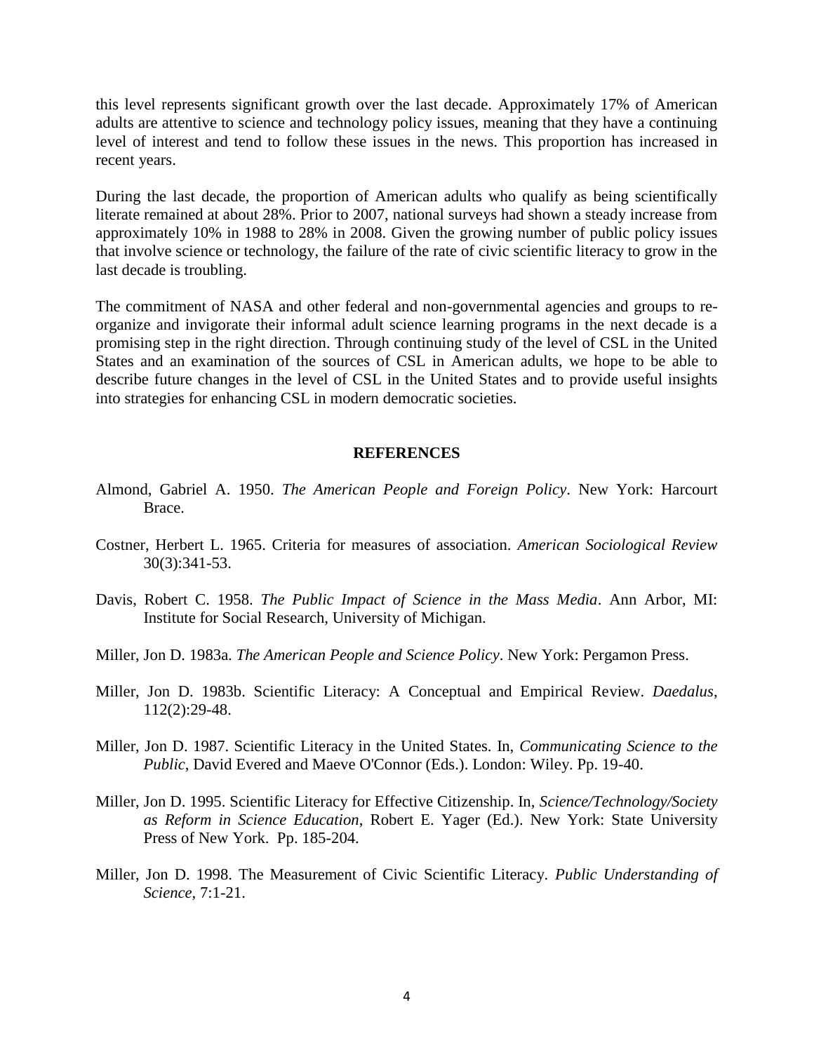this level represents significant growth over the last decade. Approximately 17% of American adults are attentive to science and technology policy issues, meaning that they have a continuing level of interest and tend to follow these issues in the news. This proportion has increased in recent years.

During the last decade, the proportion of American adults who qualify as being scientifically literate remained at about 28%. Prior to 2007, national surveys had shown a steady increase from approximately 10% in 1988 to 28% in 2008. Given the growing number of public policy issues that involve science or technology, the failure of the rate of civic scientific literacy to grow in the last decade is troubling.

The commitment of NASA and other federal and non-governmental agencies and groups to re-organize and invigorate their informal adult science learning programs in the next decade is a promising step in the right direction. Through continuing study of the level of CSL in the United States and an examination of the sources of CSL in American adults, we hope to be able to describe future changes in the level of CSL in the United States and to provide useful insights into strategies for enhancing CSL in modern democratic societies.

## REFERENCES

Almond, Gabriel A. 1950. *The American People and Foreign Policy*. New York: Harcourt Brace.

Costner, Herbert L. 1965. Criteria for measures of association. *American Sociological Review* 30(3):341-53.

Davis, Robert C. 1958. *The Public Impact of Science in the Mass Media*. Ann Arbor, MI: Institute for Social Research, University of Michigan.

Miller, Jon D. 1983a. *The American People and Science Policy*. New York: Pergamon Press.

Miller, Jon D. 1983b. Scientific Literacy: A Conceptual and Empirical Review. *Daedalus*, 112(2):29-48.

Miller, Jon D. 1987. Scientific Literacy in the United States. In, *Communicating Science to the Public*, David Evered and Maeve O'Connor (Eds.). London: Wiley. Pp. 19-40.

Miller, Jon D. 1995. Scientific Literacy for Effective Citizenship. In, *Science/Technology/Society as Reform in Science Education*, Robert E. Yager (Ed.). New York: State University Press of New York. Pp. 185-204.

Miller, Jon D. 1998. The Measurement of Civic Scientific Literacy. *Public Understanding of Science*, 7:1-21.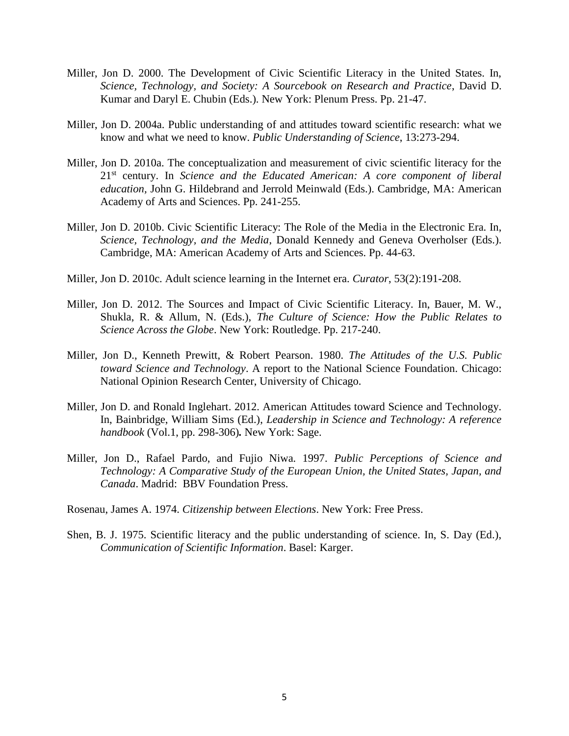Miller, Jon D. 2000. The Development of Civic Scientific Literacy in the United States. In, *Science, Technology, and Society: A Sourcebook on Research and Practice*, David D. Kumar and Daryl E. Chubin (Eds.). New York: Plenum Press. Pp. 21-47.

Miller, Jon D. 2004a. Public understanding of and attitudes toward scientific research: what we know and what we need to know. *Public Understanding of Science*, 13:273-294.

Miller, Jon D. 2010a. The conceptualization and measurement of civic scientific literacy for the 21st century. In *Science and the Educated American: A core component of liberal education*, John G. Hildebrand and Jerrold Meinwald (Eds.). Cambridge, MA: American Academy of Arts and Sciences. Pp. 241-255.

Miller, Jon D. 2010b. Civic Scientific Literacy: The Role of the Media in the Electronic Era. In, *Science, Technology, and the Media*, Donald Kennedy and Geneva Overholser (Eds.). Cambridge, MA: American Academy of Arts and Sciences. Pp. 44-63.

Miller, Jon D. 2010c. Adult science learning in the Internet era. *Curator*, 53(2):191-208.

Miller, Jon D. 2012. The Sources and Impact of Civic Scientific Literacy. In, Bauer, M. W., Shukla, R. & Allum, N. (Eds.), *The Culture of Science: How the Public Relates to Science Across the Globe*. New York: Routledge. Pp. 217-240.

Miller, Jon D., Kenneth Prewitt, & Robert Pearson. 1980. *The Attitudes of the U.S. Public toward Science and Technology*. A report to the National Science Foundation. Chicago: National Opinion Research Center, University of Chicago.

Miller, Jon D. and Ronald Inglehart. 2012. American Attitudes toward Science and Technology. In, Bainbridge, William Sims (Ed.), *Leadership in Science and Technology: A reference handbook* (Vol.1, pp. 298-306)**.** New York: Sage.

Miller, Jon D., Rafael Pardo, and Fujio Niwa. 1997. *Public Perceptions of Science and Technology: A Comparative Study of the European Union, the United States, Japan, and Canada*. Madrid: BBV Foundation Press.

Rosenau, James A. 1974. *Citizenship between Elections*. New York: Free Press.

Shen, B. J. 1975. Scientific literacy and the public understanding of science. In, S. Day (Ed.), *Communication of Scientific Information*. Basel: Karger.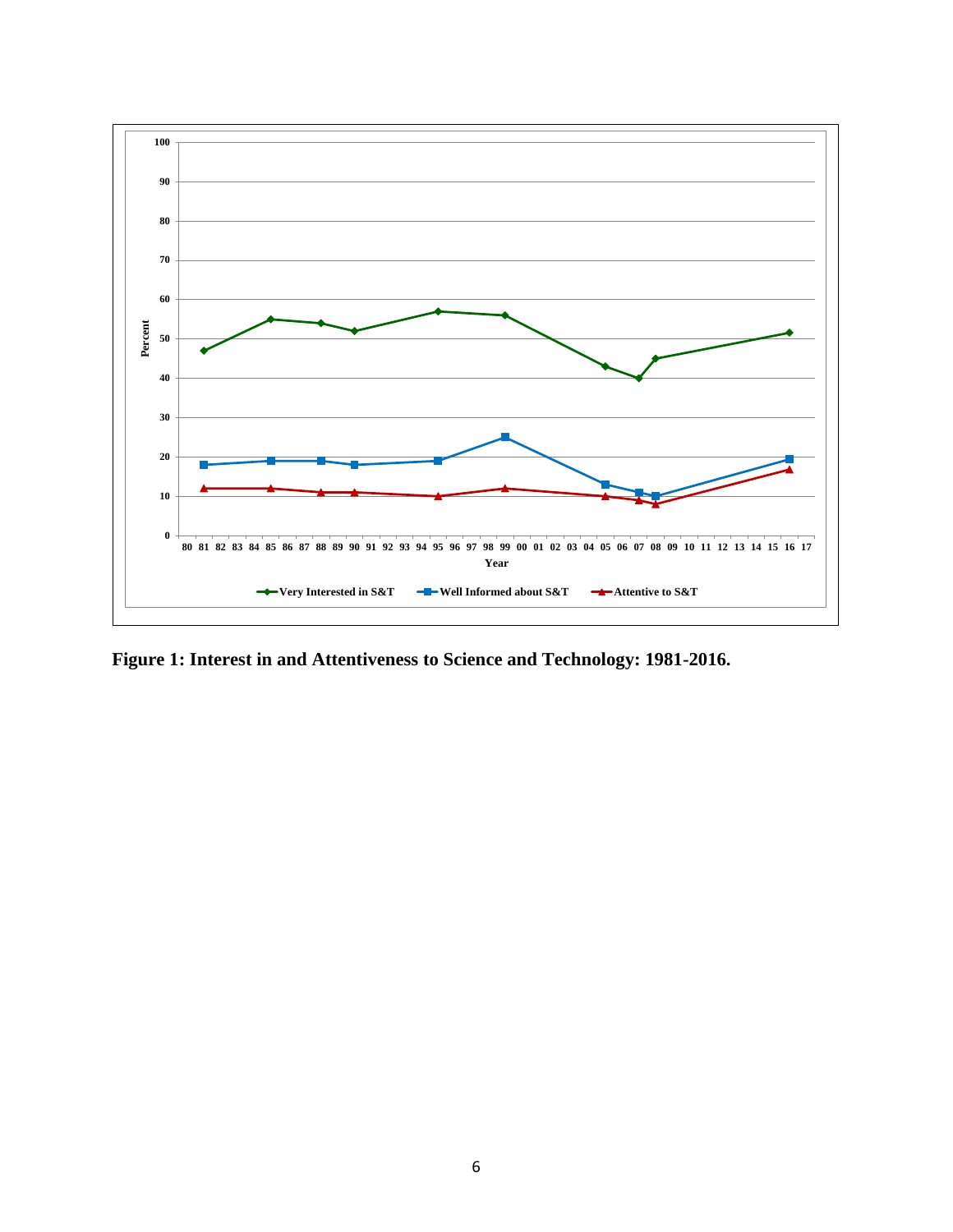**Figure 1: Interest in and Attentiveness to Science and Technology: 1981-2016.**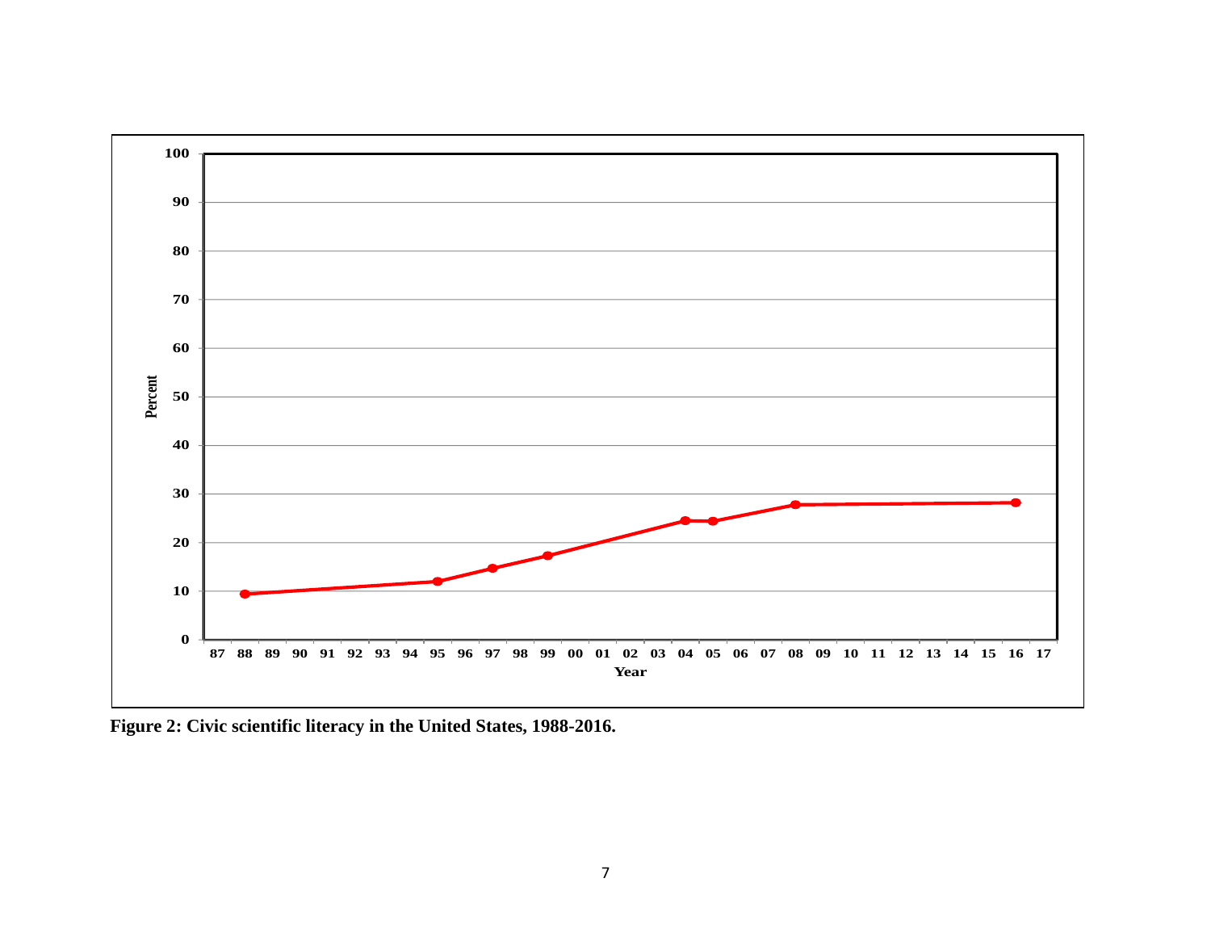**Figure 2: Civic scientific literacy in the United States, 1988-2016.**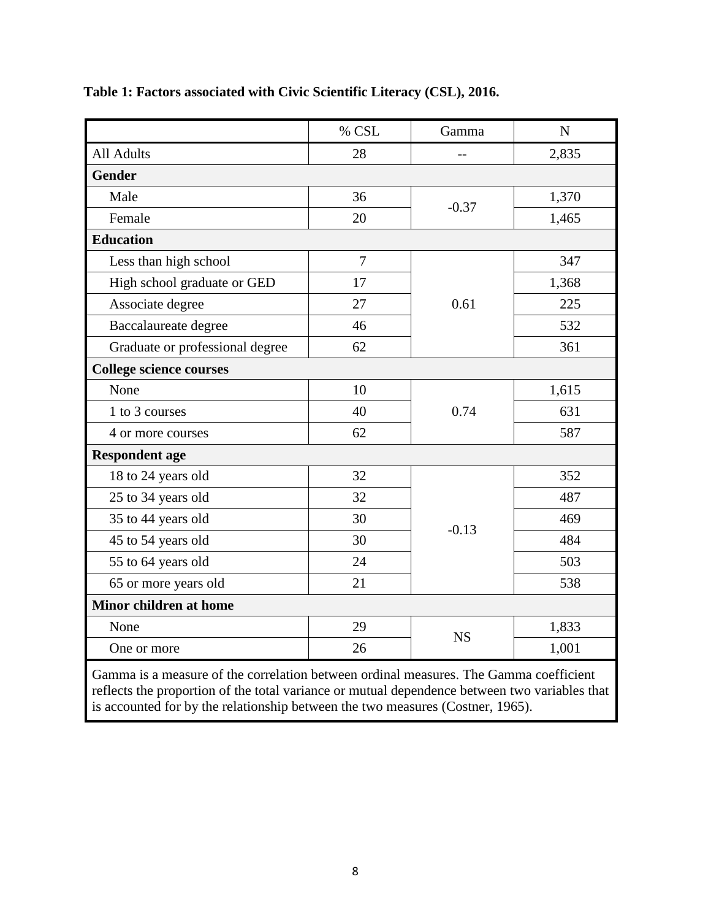**Table 1: Factors associated with Civic Scientific Literacy (CSL), 2016.**

| | % CSL | Gamma | N |
|---|---|---|---|
| All Adults | 28 | -- | 2,835 |
| **Gender** | | | |
| Male | 36 | -0.37 | 1,370 |
| Female | 20 | | 1,465 |
| **Education** | | | |
| Less than high school | 7 | 0.61 | 347 |
| High school graduate or GED | 17 | | 1,368 |
| Associate degree | 27 | | 225 |
| Baccalaureate degree | 46 | | 532 |
| Graduate or professional degree | 62 | | 361 |
| **College science courses** | | | |
| None | 10 | 0.74 | 1,615 |
| 1 to 3 courses | 40 | | 631 |
| 4 or more courses | 62 | | 587 |
| **Respondent age** | | | |
| 18 to 24 years old | 32 | -0.13 | 352 |
| 25 to 34 years old | 32 | | 487 |
| 35 to 44 years old | 30 | | 469 |
| 45 to 54 years old | 30 | | 484 |
| 55 to 64 years old | 24 | | 503 |
| 65 or more years old | 21 | | 538 |
| **Minor children at home** | | | |
| None | 29 | NS | 1,833 |
| One or more | 26 | | 1,001 |

Gamma is a measure of the correlation between ordinal measures. The Gamma coefficient reflects the proportion of the total variance or mutual dependence between two variables that is accounted for by the relationship between the two measures (Costner, 1965).